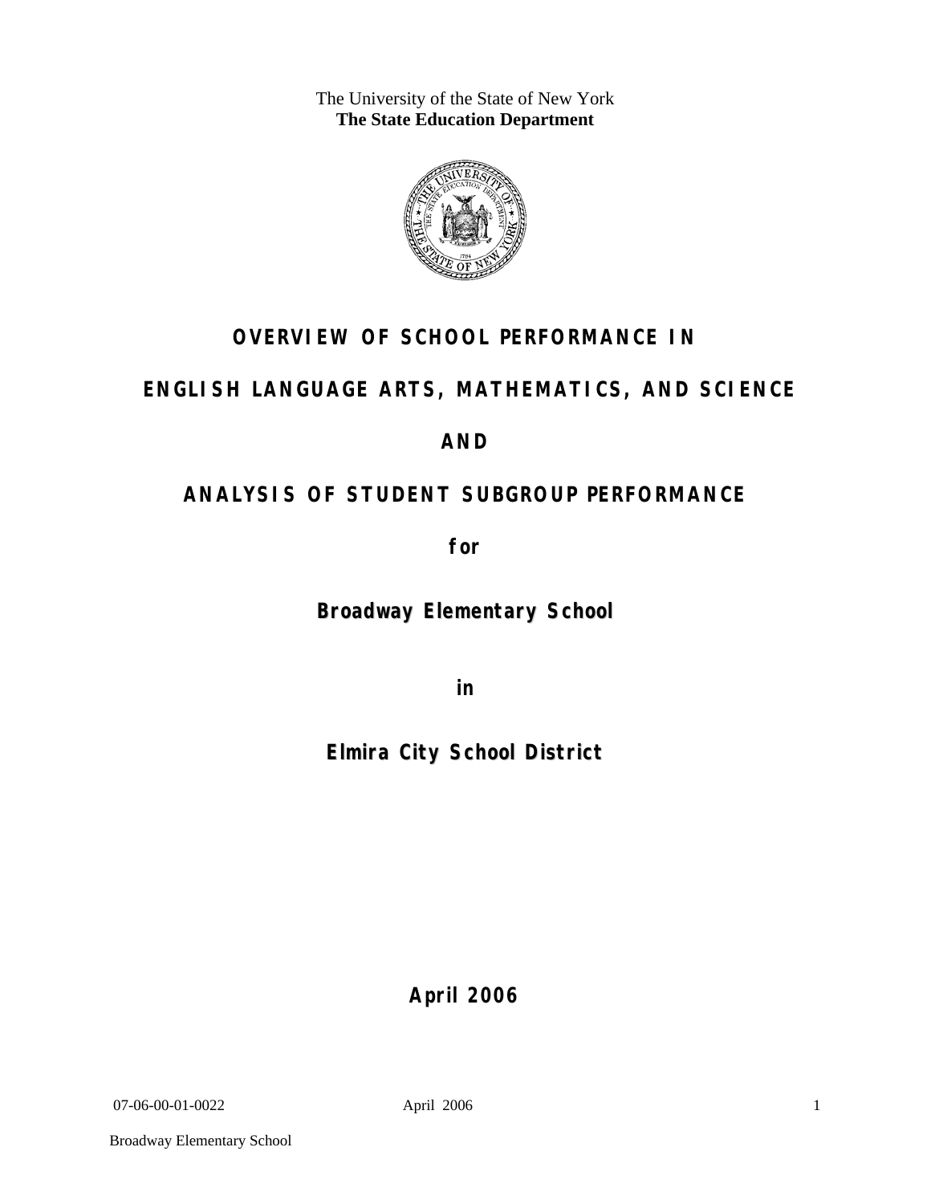The University of the State of New York
**The State Education Department**

# OVERVIEW OF SCHOOL PERFORMANCE IN

# ENGLISH LANGUAGE ARTS, MATHEMATICS, AND SCIENCE

# AND

# ANALYSIS OF STUDENT SUBGROUP PERFORMANCE

**for**

## Broadway Elementary School

**in**

## Elmira City School District

**April 2006**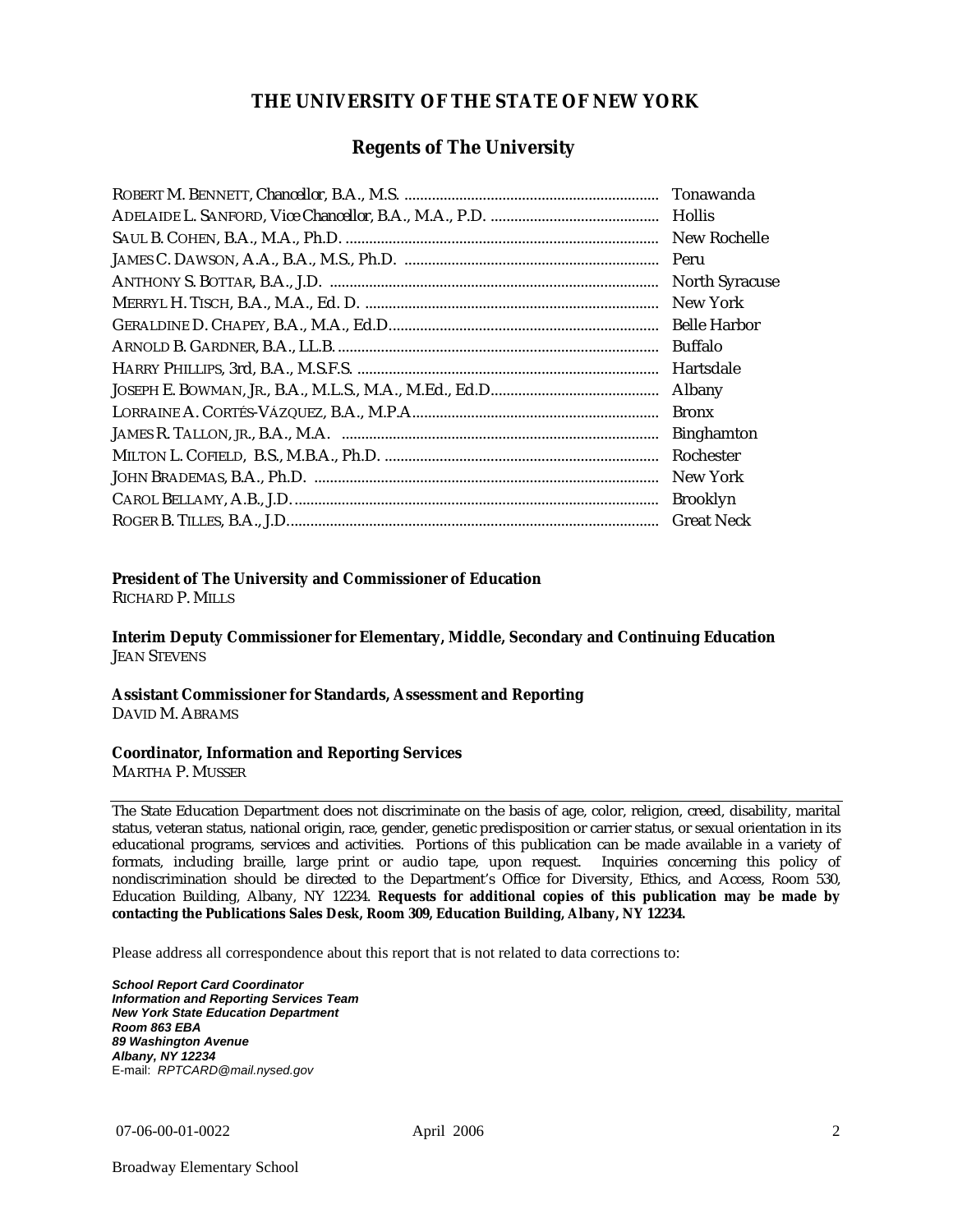# THE UNIVERSITY OF THE STATE OF NEW YORK

## Regents of The University

| | |
|---|---|
| ROBERT M. BENNETT, *Chancellor*, B.A., M.S. | Tonawanda |
| ADELAIDE L. SANFORD, *Vice Chancellor*, B.A., M.A., P.D. | Hollis |
| SAUL B. COHEN, B.A., M.A., Ph.D. | New Rochelle |
| JAMES C. DAWSON, A.A., B.A., M.S., Ph.D. | Peru |
| ANTHONY S. BOTTAR, B.A., J.D. | North Syracuse |
| MERRYL H. TISCH, B.A., M.A., Ed. D. | New York |
| GERALDINE D. CHAPEY, B.A., M.A., Ed.D. | Belle Harbor |
| ARNOLD B. GARDNER, B.A., LL.B. | Buffalo |
| HARRY PHILLIPS, 3rd, B.A., M.S.F.S. | Hartsdale |
| JOSEPH E. BOWMAN, JR., B.A., M.L.S., M.A., M.Ed., Ed.D. | Albany |
| LORRAINE A. CORTÉS-VÁZQUEZ, B.A., M.P.A. | Bronx |
| JAMES R. TALLON, JR., B.A., M.A. | Binghamton |
| MILTON L. COFIELD, B.S., M.B.A., Ph.D. | Rochester |
| JOHN BRADEMAS, B.A., Ph.D. | New York |
| CAROL BELLAMY, A.B., J.D. | Brooklyn |
| ROGER B. TILLES, B.A., J.D. | Great Neck |

**President of The University and Commissioner of Education**
RICHARD P. MILLS

**Interim Deputy Commissioner for Elementary, Middle, Secondary and Continuing Education**
JEAN STEVENS

**Assistant Commissioner for Standards, Assessment and Reporting**
DAVID M. ABRAMS

**Coordinator, Information and Reporting Services**
MARTHA P. MUSSER

---

The State Education Department does not discriminate on the basis of age, color, religion, creed, disability, marital status, veteran status, national origin, race, gender, genetic predisposition or carrier status, or sexual orientation in its educational programs, services and activities. Portions of this publication can be made available in a variety of formats, including braille, large print or audio tape, upon request. Inquiries concerning this policy of nondiscrimination should be directed to the Department's Office for Diversity, Ethics, and Access, Room 530, Education Building, Albany, NY 12234. **Requests for additional copies of this publication may be made by contacting the Publications Sales Desk, Room 309, Education Building, Albany, NY 12234.**

Please address all correspondence about this report that is not related to data corrections to:

***School Report Card Coordinator***
***Information and Reporting Services Team***
***New York State Education Department***
***Room 863 EBA***
***89 Washington Avenue***
***Albany, NY 12234***
E-mail: *RPTCARD@mail.nysed.gov*

07-06-00-01-0022 April 2006

Broadway Elementary School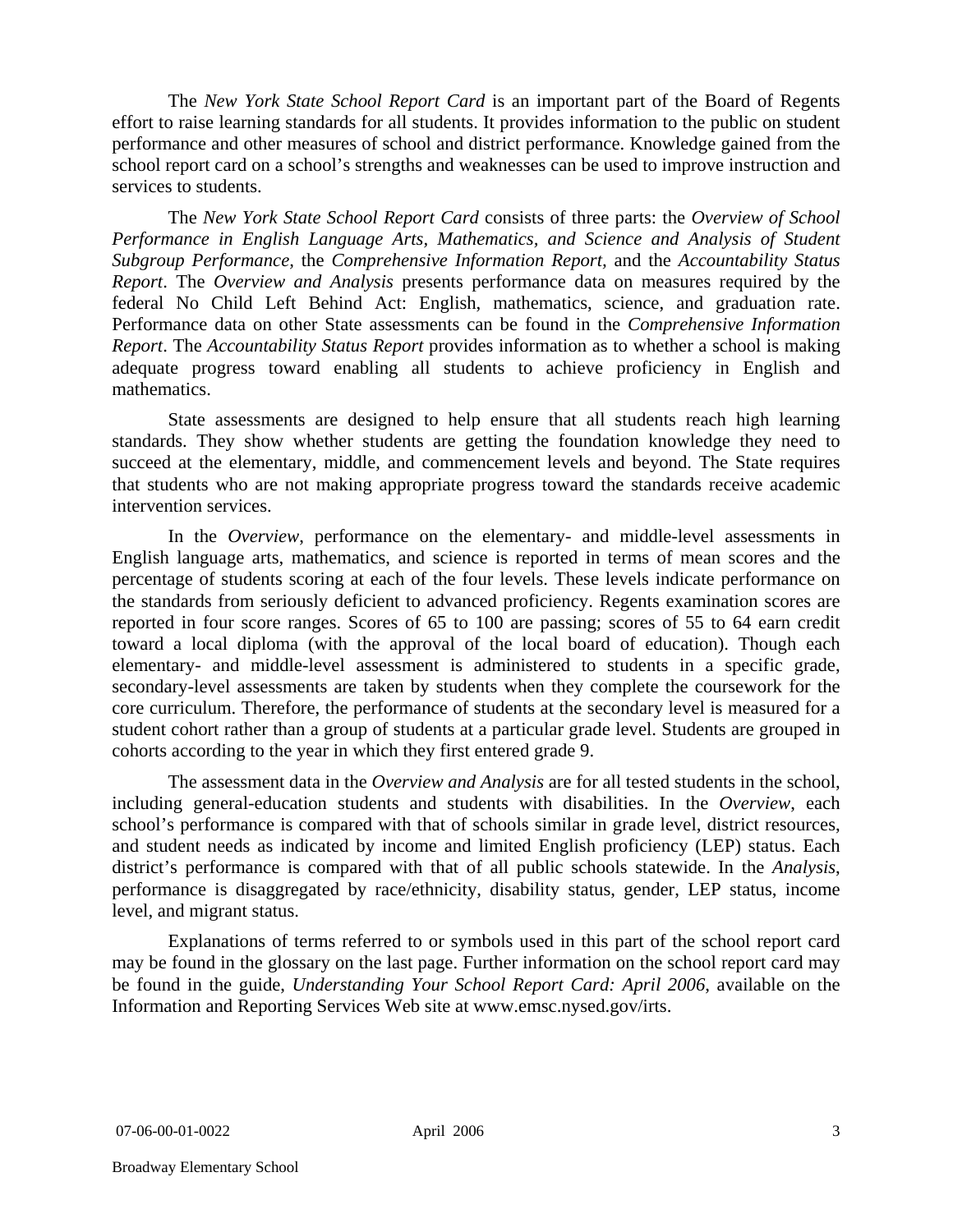The *New York State School Report Card* is an important part of the Board of Regents effort to raise learning standards for all students. It provides information to the public on student performance and other measures of school and district performance. Knowledge gained from the school report card on a school's strengths and weaknesses can be used to improve instruction and services to students.

The *New York State School Report Card* consists of three parts: the *Overview of School Performance in English Language Arts, Mathematics, and Science and Analysis of Student Subgroup Performance,* the *Comprehensive Information Report,* and the *Accountability Status Report*. The *Overview and Analysis* presents performance data on measures required by the federal No Child Left Behind Act: English, mathematics, science, and graduation rate. Performance data on other State assessments can be found in the *Comprehensive Information Report*. The *Accountability Status Report* provides information as to whether a school is making adequate progress toward enabling all students to achieve proficiency in English and mathematics.

State assessments are designed to help ensure that all students reach high learning standards. They show whether students are getting the foundation knowledge they need to succeed at the elementary, middle, and commencement levels and beyond. The State requires that students who are not making appropriate progress toward the standards receive academic intervention services.

In the *Overview*, performance on the elementary- and middle-level assessments in English language arts, mathematics, and science is reported in terms of mean scores and the percentage of students scoring at each of the four levels. These levels indicate performance on the standards from seriously deficient to advanced proficiency. Regents examination scores are reported in four score ranges. Scores of 65 to 100 are passing; scores of 55 to 64 earn credit toward a local diploma (with the approval of the local board of education). Though each elementary- and middle-level assessment is administered to students in a specific grade, secondary-level assessments are taken by students when they complete the coursework for the core curriculum. Therefore, the performance of students at the secondary level is measured for a student cohort rather than a group of students at a particular grade level. Students are grouped in cohorts according to the year in which they first entered grade 9.

The assessment data in the *Overview and Analysis* are for all tested students in the school, including general-education students and students with disabilities. In the *Overview*, each school's performance is compared with that of schools similar in grade level, district resources, and student needs as indicated by income and limited English proficiency (LEP) status. Each district's performance is compared with that of all public schools statewide. In the *Analysis*, performance is disaggregated by race/ethnicity, disability status, gender, LEP status, income level, and migrant status.

Explanations of terms referred to or symbols used in this part of the school report card may be found in the glossary on the last page. Further information on the school report card may be found in the guide, *Understanding Your School Report Card: April 2006*, available on the Information and Reporting Services Web site at www.emsc.nysed.gov/irts.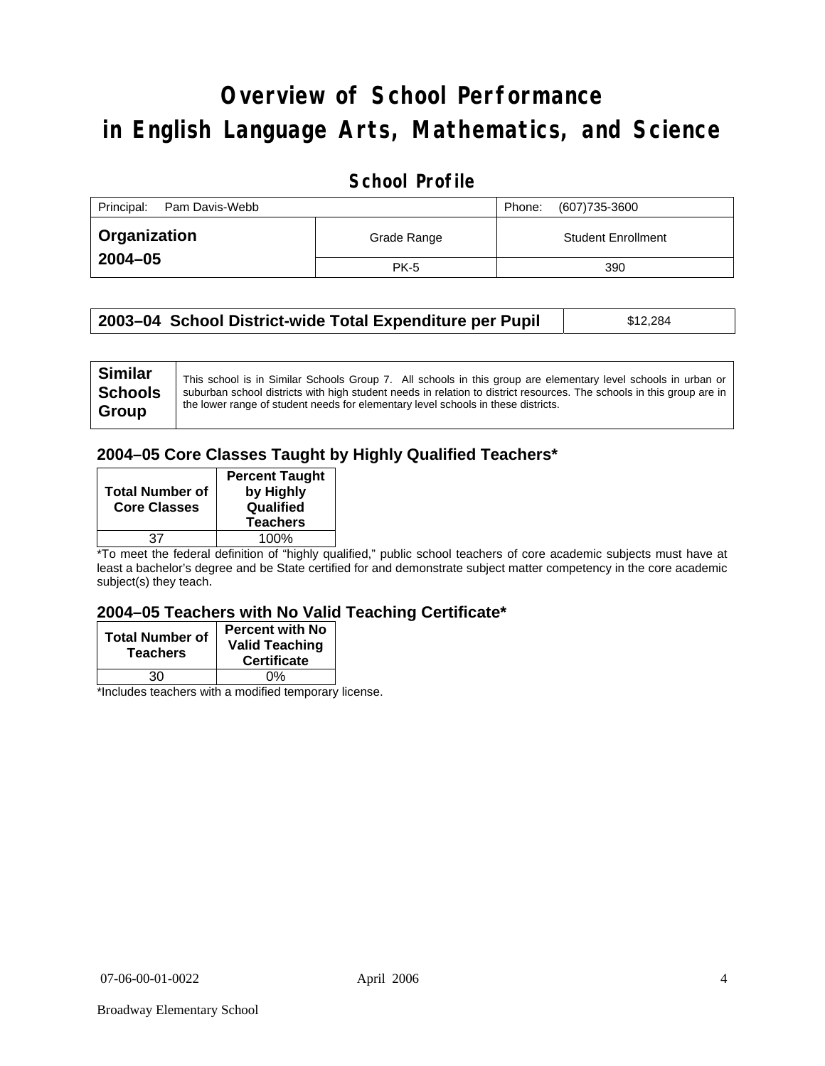# Overview of School Performance in English Language Arts, Mathematics, and Science

## School Profile

| Principal: Pam Davis-Webb | | Phone: (607)735-3600 |
|---|---|---|
| **Organization 2004–05** | Grade Range | Student Enrollment |
| | PK-5 | 390 |

| **2003–04 School District-wide Total Expenditure per Pupil** | $12,284 |
|---|---|

| **Similar Schools Group** | This school is in Similar Schools Group 7. All schools in this group are elementary level schools in urban or suburban school districts with high student needs in relation to district resources. The schools in this group are in the lower range of student needs for elementary level schools in these districts. |
|---|---|

### 2004–05 Core Classes Taught by Highly Qualified Teachers*

| Total Number of Core Classes | Percent Taught by Highly Qualified Teachers |
|---|---|
| 37 | 100% |

*To meet the federal definition of "highly qualified," public school teachers of core academic subjects must have at least a bachelor's degree and be State certified for and demonstrate subject matter competency in the core academic subject(s) they teach.

### 2004–05 Teachers with No Valid Teaching Certificate*

| Total Number of Teachers | Percent with No Valid Teaching Certificate |
|---|---|
| 30 | 0% |

*Includes teachers with a modified temporary license.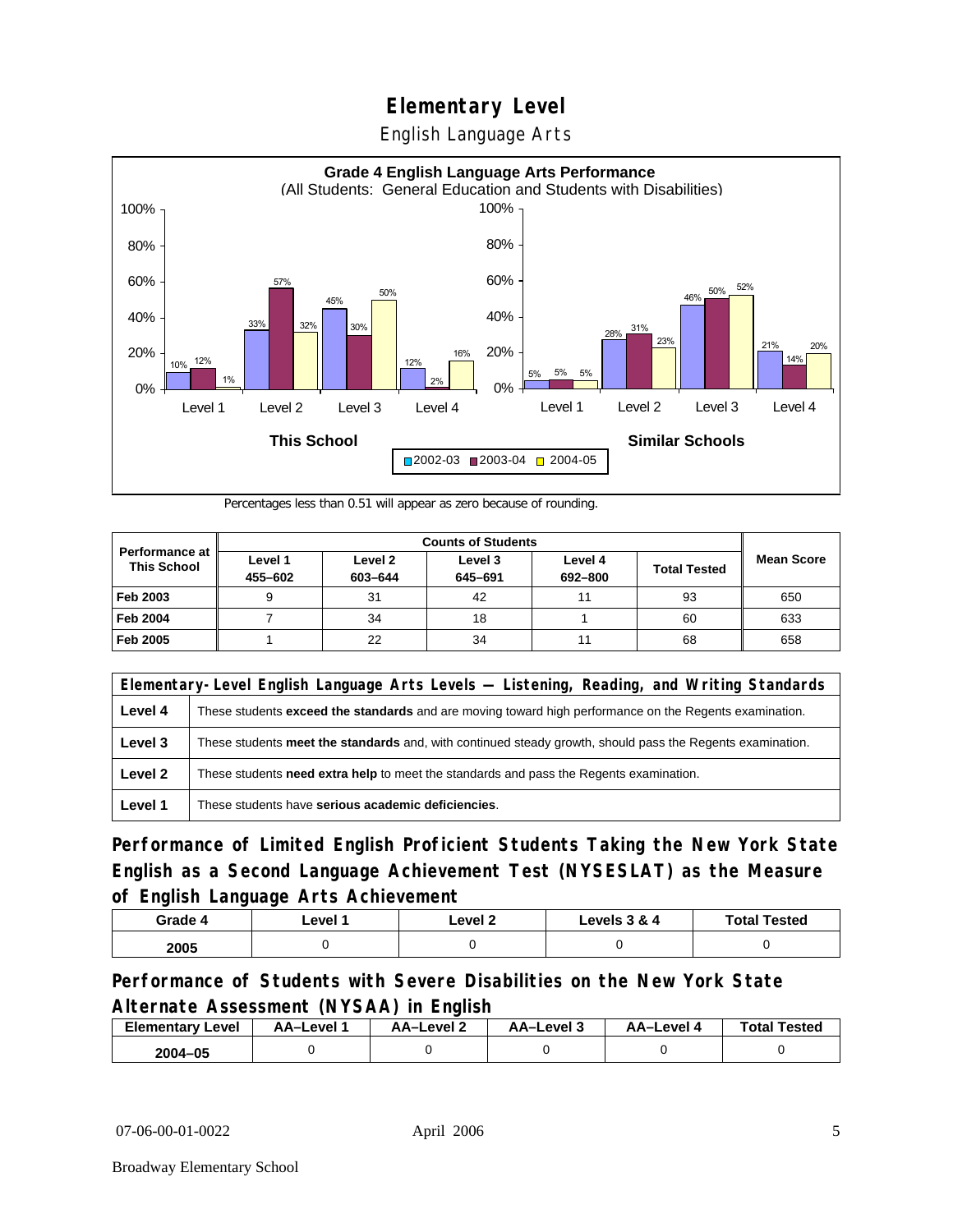# Elementary Level

English Language Arts

**Grade 4 English Language Arts Performance**
(All Students: General Education and Students with Disabilities)

| This School | 2002-03 | 2003-04 | 2004-05 |
|---|---|---|---|
| Level 1 | 10% | 12% | 1% |
| Level 2 | 33% | 57% | 32% |
| Level 3 | 45% | 30% | 50% |
| Level 4 | 12% | 2% | 16% |

| Similar Schools | 2002-03 | 2003-04 | 2004-05 |
|---|---|---|---|
| Level 1 | 5% | 5% | 5% |
| Level 2 | 28% | 31% | 23% |
| Level 3 | 46% | 50% | 52% |
| Level 4 | 21% | 14% | 20% |

Percentages less than 0.51 will appear as zero because of rounding.

| Performance at This School | Counts of Students | | | | | Mean Score |
|---|---|---|---|---|---|---|
| | Level 1 455–602 | Level 2 603–644 | Level 3 645–691 | Level 4 692–800 | Total Tested | |
| **Feb 2003** | 9 | 31 | 42 | 11 | 93 | 650 |
| **Feb 2004** | 7 | 34 | 18 | 1 | 60 | 633 |
| **Feb 2005** | 1 | 22 | 34 | 11 | 68 | 658 |

| Elementary-Level English Language Arts Levels — Listening, Reading, and Writing Standards | |
|---|---|
| **Level 4** | These students **exceed the standards** and are moving toward high performance on the Regents examination. |
| **Level 3** | These students **meet the standards** and, with continued steady growth, should pass the Regents examination. |
| **Level 2** | These students **need extra help** to meet the standards and pass the Regents examination. |
| **Level 1** | These students have **serious academic deficiencies**. |

## Performance of Limited English Proficient Students Taking the New York State English as a Second Language Achievement Test (NYSESLAT) as the Measure of English Language Arts Achievement

| Grade 4 | Level 1 | Level 2 | Levels 3 & 4 | Total Tested |
|---|---|---|---|---|
| 2005 | 0 | 0 | 0 | 0 |

## Performance of Students with Severe Disabilities on the New York State Alternate Assessment (NYSAA) in English

| Elementary Level | AA–Level 1 | AA–Level 2 | AA–Level 3 | AA–Level 4 | Total Tested |
|---|---|---|---|---|---|
| 2004–05 | 0 | 0 | 0 | 0 | 0 |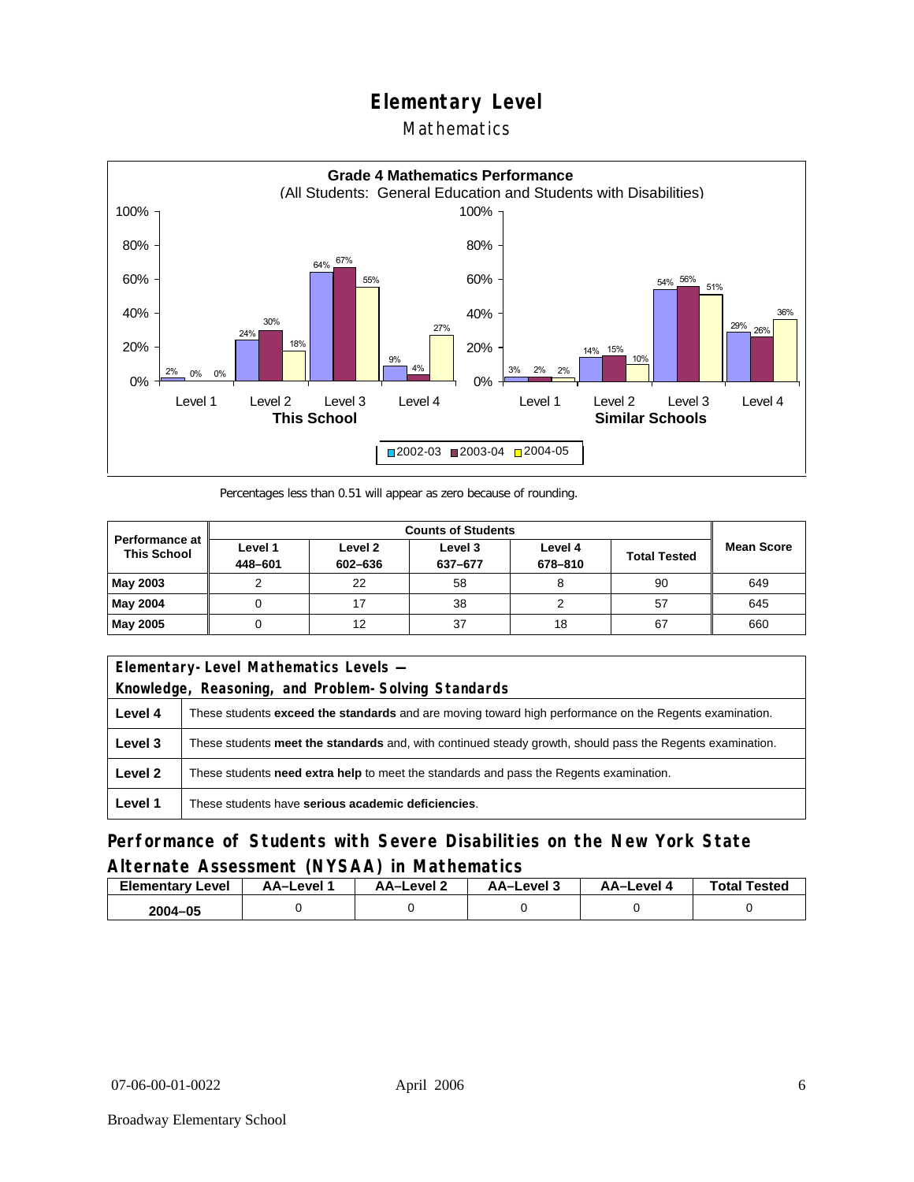# Elementary Level

## Mathematics

**Grade 4 Mathematics Performance**
(All Students: General Education and Students with Disabilities)

| | Level 1 | Level 2 | Level 3 | Level 4 |
|---|---|---|---|---|
| **This School** 2002-03 | 2% | 24% | 64% | 9% |
| **This School** 2003-04 | 0% | 30% | 67% | 4% |
| **This School** 2004-05 | 0% | 18% | 55% | 27% |
| **Similar Schools** 2002-03 | 3% | 14% | 54% | 29% |
| **Similar Schools** 2003-04 | 2% | 15% | 56% | 26% |
| **Similar Schools** 2004-05 | 2% | 10% | 51% | 36% |

Percentages less than 0.51 will appear as zero because of rounding.

| Performance at This School | Counts of Students | | | | | Mean Score |
|---|---|---|---|---|---|---|
| | Level 1 448–601 | Level 2 602–636 | Level 3 637–677 | Level 4 678–810 | Total Tested | |
| **May 2003** | 2 | 22 | 58 | 8 | 90 | 649 |
| **May 2004** | 0 | 17 | 38 | 2 | 57 | 645 |
| **May 2005** | 0 | 12 | 37 | 18 | 67 | 660 |

| Elementary-Level Mathematics Levels — Knowledge, Reasoning, and Problem-Solving Standards | |
|---|---|
| **Level 4** | These students **exceed the standards** and are moving toward high performance on the Regents examination. |
| **Level 3** | These students **meet the standards** and, with continued steady growth, should pass the Regents examination. |
| **Level 2** | These students **need extra help** to meet the standards and pass the Regents examination. |
| **Level 1** | These students have **serious academic deficiencies**. |

## Performance of Students with Severe Disabilities on the New York State Alternate Assessment (NYSAA) in Mathematics

| Elementary Level | AA–Level 1 | AA–Level 2 | AA–Level 3 | AA–Level 4 | Total Tested |
|---|---|---|---|---|---|
| 2004–05 | 0 | 0 | 0 | 0 | 0 |

07-06-00-01-0022 April 2006

Broadway Elementary School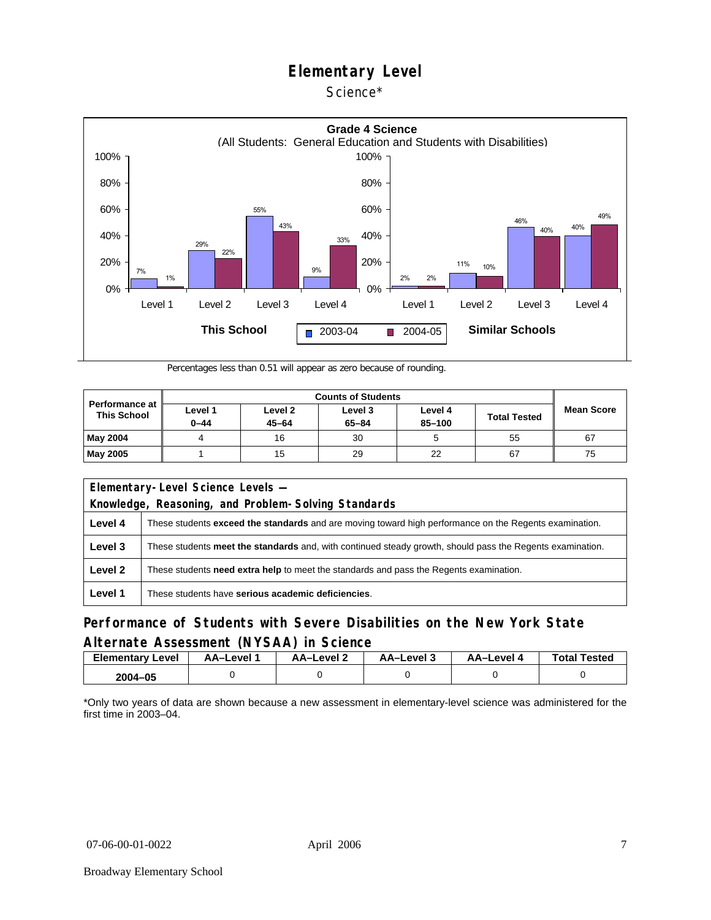# Elementary Level

Science*

**Grade 4 Science**
(All Students: General Education and Students with Disabilities)

| | This School 2003-04 | This School 2004-05 | Similar Schools 2003-04 | Similar Schools 2004-05 |
|---|---|---|---|---|
| Level 1 | 7% | 1% | 2% | 2% |
| Level 2 | 29% | 22% | 11% | 10% |
| Level 3 | 55% | 43% | 46% | 40% |
| Level 4 | 9% | 33% | 40% | 49% |

Percentages less than 0.51 will appear as zero because of rounding.

| Performance at This School | Counts of Students | | | | | Mean Score |
|---|---|---|---|---|---|---|
| | Level 1 0–44 | Level 2 45–64 | Level 3 65–84 | Level 4 85–100 | Total Tested | |
| **May 2004** | 4 | 16 | 30 | 5 | 55 | 67 |
| **May 2005** | 1 | 15 | 29 | 22 | 67 | 75 |

| Elementary-Level Science Levels — Knowledge, Reasoning, and Problem-Solving Standards | |
|---|---|
| **Level 4** | These students **exceed the standards** and are moving toward high performance on the Regents examination. |
| **Level 3** | These students **meet the standards** and, with continued steady growth, should pass the Regents examination. |
| **Level 2** | These students **need extra help** to meet the standards and pass the Regents examination. |
| **Level 1** | These students have **serious academic deficiencies**. |

## Performance of Students with Severe Disabilities on the New York State Alternate Assessment (NYSAA) in Science

| Elementary Level | AA–Level 1 | AA–Level 2 | AA–Level 3 | AA–Level 4 | Total Tested |
|---|---|---|---|---|---|
| 2004–05 | 0 | 0 | 0 | 0 | 0 |

*Only two years of data are shown because a new assessment in elementary-level science was administered for the first time in 2003–04.

07-06-00-01-0022 April 2006

Broadway Elementary School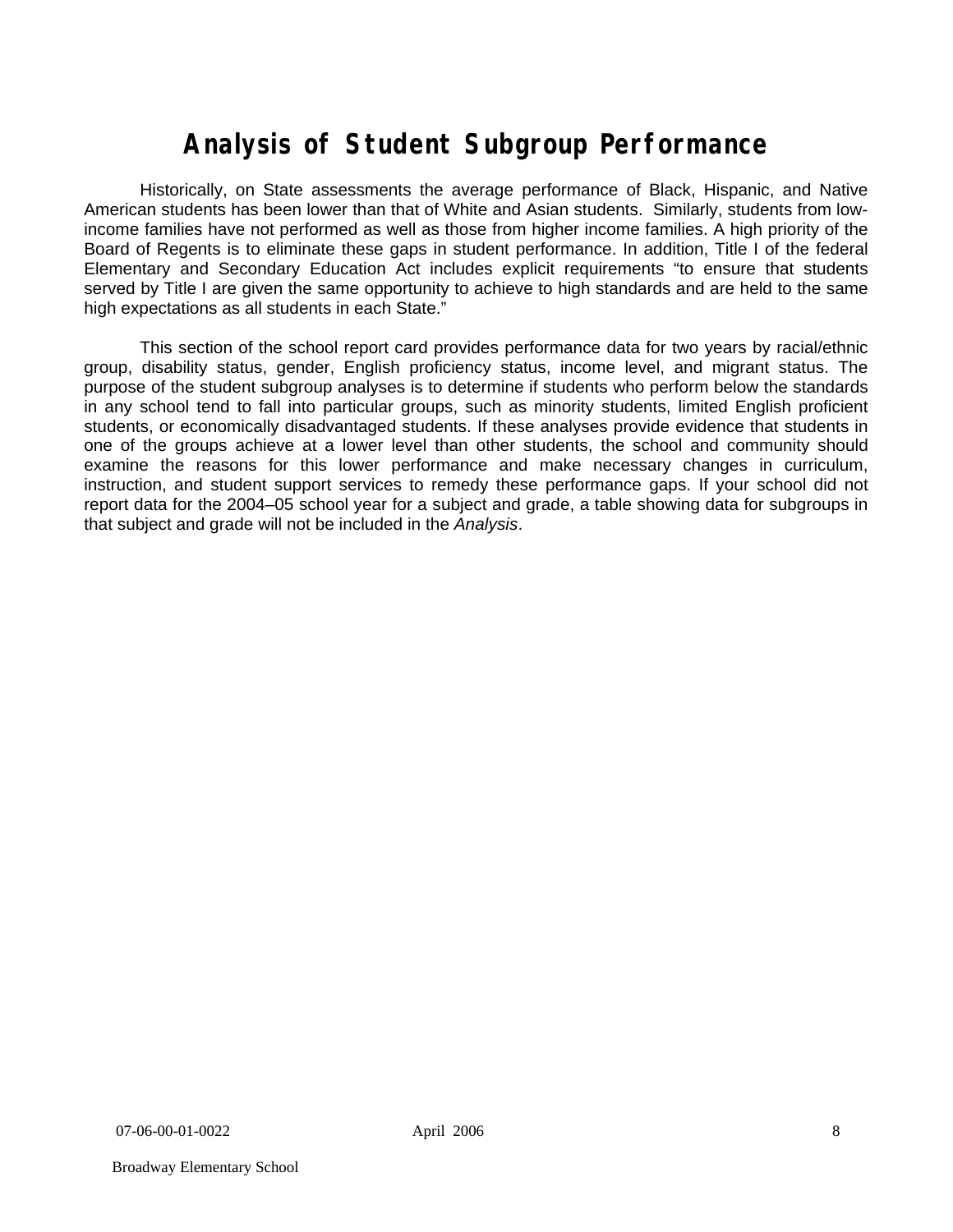# Analysis of Student Subgroup Performance

Historically, on State assessments the average performance of Black, Hispanic, and Native American students has been lower than that of White and Asian students. Similarly, students from low-income families have not performed as well as those from higher income families. A high priority of the Board of Regents is to eliminate these gaps in student performance. In addition, Title I of the federal Elementary and Secondary Education Act includes explicit requirements "to ensure that students served by Title I are given the same opportunity to achieve to high standards and are held to the same high expectations as all students in each State."

This section of the school report card provides performance data for two years by racial/ethnic group, disability status, gender, English proficiency status, income level, and migrant status. The purpose of the student subgroup analyses is to determine if students who perform below the standards in any school tend to fall into particular groups, such as minority students, limited English proficient students, or economically disadvantaged students. If these analyses provide evidence that students in one of the groups achieve at a lower level than other students, the school and community should examine the reasons for this lower performance and make necessary changes in curriculum, instruction, and student support services to remedy these performance gaps. If your school did not report data for the 2004–05 school year for a subject and grade, a table showing data for subgroups in that subject and grade will not be included in the *Analysis*.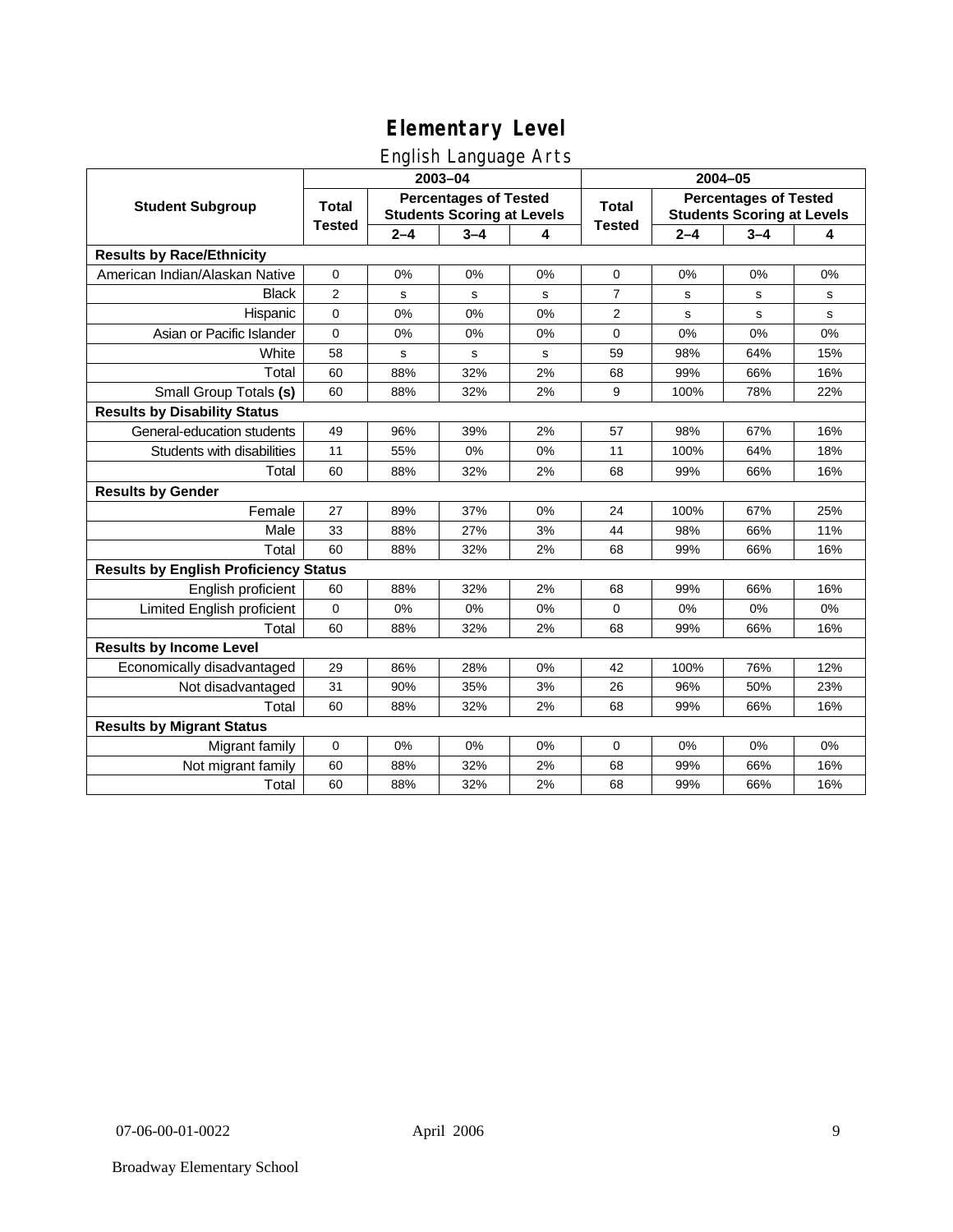# Elementary Level

## English Language Arts

| Student Subgroup | 2003–04 | | | | 2004–05 | | | |
|---|---|---|---|---|---|---|---|---|
| | Total Tested | Percentages of Tested Students Scoring at Levels | | | Total Tested | Percentages of Tested Students Scoring at Levels | | |
| | | 2–4 | 3–4 | 4 | | 2–4 | 3–4 | 4 |
| **Results by Race/Ethnicity** | | | | | | | | |
| American Indian/Alaskan Native | 0 | 0% | 0% | 0% | 0 | 0% | 0% | 0% |
| Black | 2 | s | s | s | 7 | s | s | s |
| Hispanic | 0 | 0% | 0% | 0% | 2 | s | s | s |
| Asian or Pacific Islander | 0 | 0% | 0% | 0% | 0 | 0% | 0% | 0% |
| White | 58 | s | s | s | 59 | 98% | 64% | 15% |
| Total | 60 | 88% | 32% | 2% | 68 | 99% | 66% | 16% |
| Small Group Totals **(s)** | 60 | 88% | 32% | 2% | 9 | 100% | 78% | 22% |
| **Results by Disability Status** | | | | | | | | |
| General-education students | 49 | 96% | 39% | 2% | 57 | 98% | 67% | 16% |
| Students with disabilities | 11 | 55% | 0% | 0% | 11 | 100% | 64% | 18% |
| Total | 60 | 88% | 32% | 2% | 68 | 99% | 66% | 16% |
| **Results by Gender** | | | | | | | | |
| Female | 27 | 89% | 37% | 0% | 24 | 100% | 67% | 25% |
| Male | 33 | 88% | 27% | 3% | 44 | 98% | 66% | 11% |
| Total | 60 | 88% | 32% | 2% | 68 | 99% | 66% | 16% |
| **Results by English Proficiency Status** | | | | | | | | |
| English proficient | 60 | 88% | 32% | 2% | 68 | 99% | 66% | 16% |
| Limited English proficient | 0 | 0% | 0% | 0% | 0 | 0% | 0% | 0% |
| Total | 60 | 88% | 32% | 2% | 68 | 99% | 66% | 16% |
| **Results by Income Level** | | | | | | | | |
| Economically disadvantaged | 29 | 86% | 28% | 0% | 42 | 100% | 76% | 12% |
| Not disadvantaged | 31 | 90% | 35% | 3% | 26 | 96% | 50% | 23% |
| Total | 60 | 88% | 32% | 2% | 68 | 99% | 66% | 16% |
| **Results by Migrant Status** | | | | | | | | |
| Migrant family | 0 | 0% | 0% | 0% | 0 | 0% | 0% | 0% |
| Not migrant family | 60 | 88% | 32% | 2% | 68 | 99% | 66% | 16% |
| Total | 60 | 88% | 32% | 2% | 68 | 99% | 66% | 16% |

07-06-00-01-0022 April 2006

Broadway Elementary School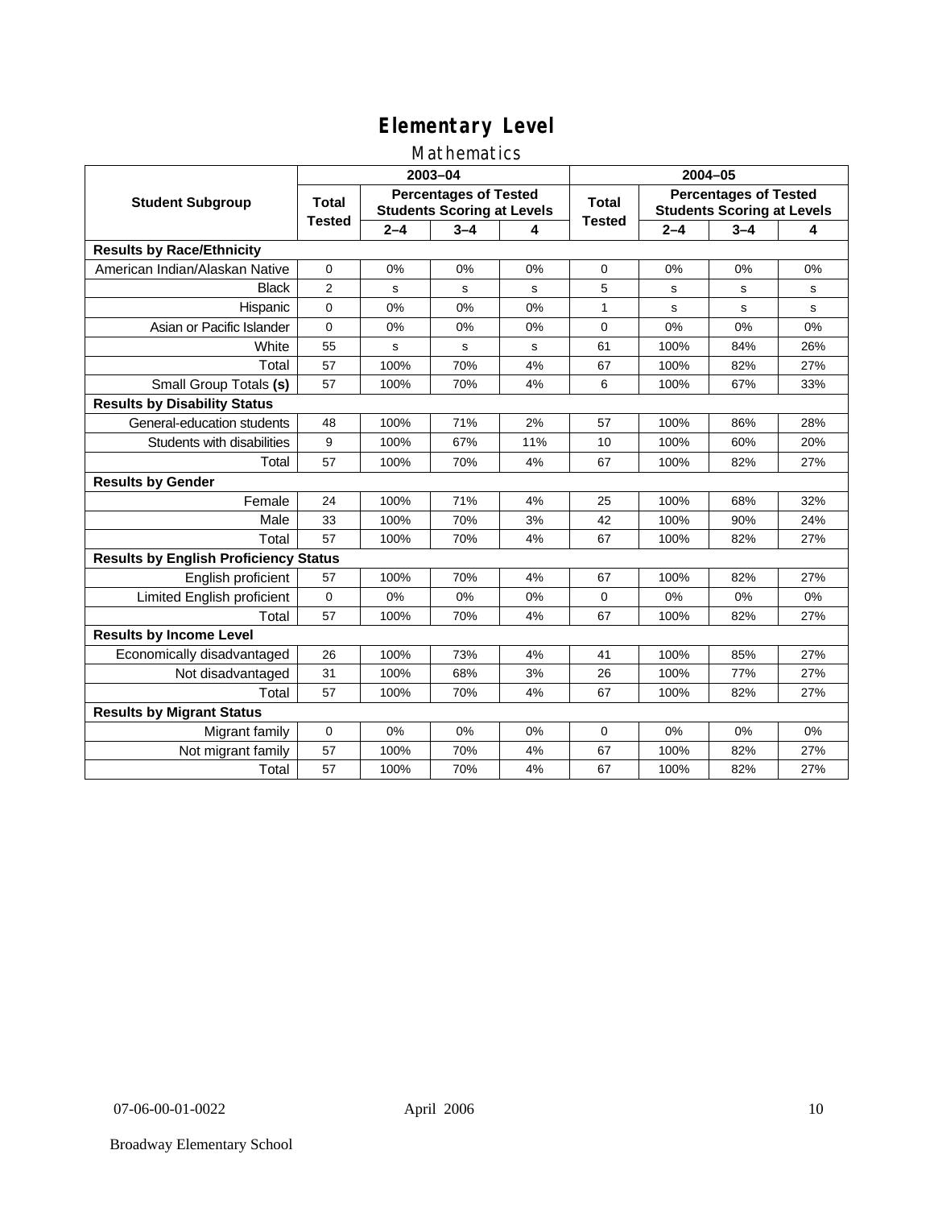# Elementary Level

## Mathematics

| Student Subgroup | 2003–04 | | | | 2004–05 | | | |
|---|---|---|---|---|---|---|---|---|
| | Total Tested | Percentages of Tested Students Scoring at Levels | | | Total Tested | Percentages of Tested Students Scoring at Levels | | |
| | | 2–4 | 3–4 | 4 | | 2–4 | 3–4 | 4 |
| **Results by Race/Ethnicity** | | | | | | | | |
| American Indian/Alaskan Native | 0 | 0% | 0% | 0% | 0 | 0% | 0% | 0% |
| Black | 2 | s | s | s | 5 | s | s | s |
| Hispanic | 0 | 0% | 0% | 0% | 1 | s | s | s |
| Asian or Pacific Islander | 0 | 0% | 0% | 0% | 0 | 0% | 0% | 0% |
| White | 55 | s | s | s | 61 | 100% | 84% | 26% |
| Total | 57 | 100% | 70% | 4% | 67 | 100% | 82% | 27% |
| Small Group Totals **(s)** | 57 | 100% | 70% | 4% | 6 | 100% | 67% | 33% |
| **Results by Disability Status** | | | | | | | | |
| General-education students | 48 | 100% | 71% | 2% | 57 | 100% | 86% | 28% |
| Students with disabilities | 9 | 100% | 67% | 11% | 10 | 100% | 60% | 20% |
| Total | 57 | 100% | 70% | 4% | 67 | 100% | 82% | 27% |
| **Results by Gender** | | | | | | | | |
| Female | 24 | 100% | 71% | 4% | 25 | 100% | 68% | 32% |
| Male | 33 | 100% | 70% | 3% | 42 | 100% | 90% | 24% |
| Total | 57 | 100% | 70% | 4% | 67 | 100% | 82% | 27% |
| **Results by English Proficiency Status** | | | | | | | | |
| English proficient | 57 | 100% | 70% | 4% | 67 | 100% | 82% | 27% |
| Limited English proficient | 0 | 0% | 0% | 0% | 0 | 0% | 0% | 0% |
| Total | 57 | 100% | 70% | 4% | 67 | 100% | 82% | 27% |
| **Results by Income Level** | | | | | | | | |
| Economically disadvantaged | 26 | 100% | 73% | 4% | 41 | 100% | 85% | 27% |
| Not disadvantaged | 31 | 100% | 68% | 3% | 26 | 100% | 77% | 27% |
| Total | 57 | 100% | 70% | 4% | 67 | 100% | 82% | 27% |
| **Results by Migrant Status** | | | | | | | | |
| Migrant family | 0 | 0% | 0% | 0% | 0 | 0% | 0% | 0% |
| Not migrant family | 57 | 100% | 70% | 4% | 67 | 100% | 82% | 27% |
| Total | 57 | 100% | 70% | 4% | 67 | 100% | 82% | 27% |

07-06-00-01-0022 April 2006

Broadway Elementary School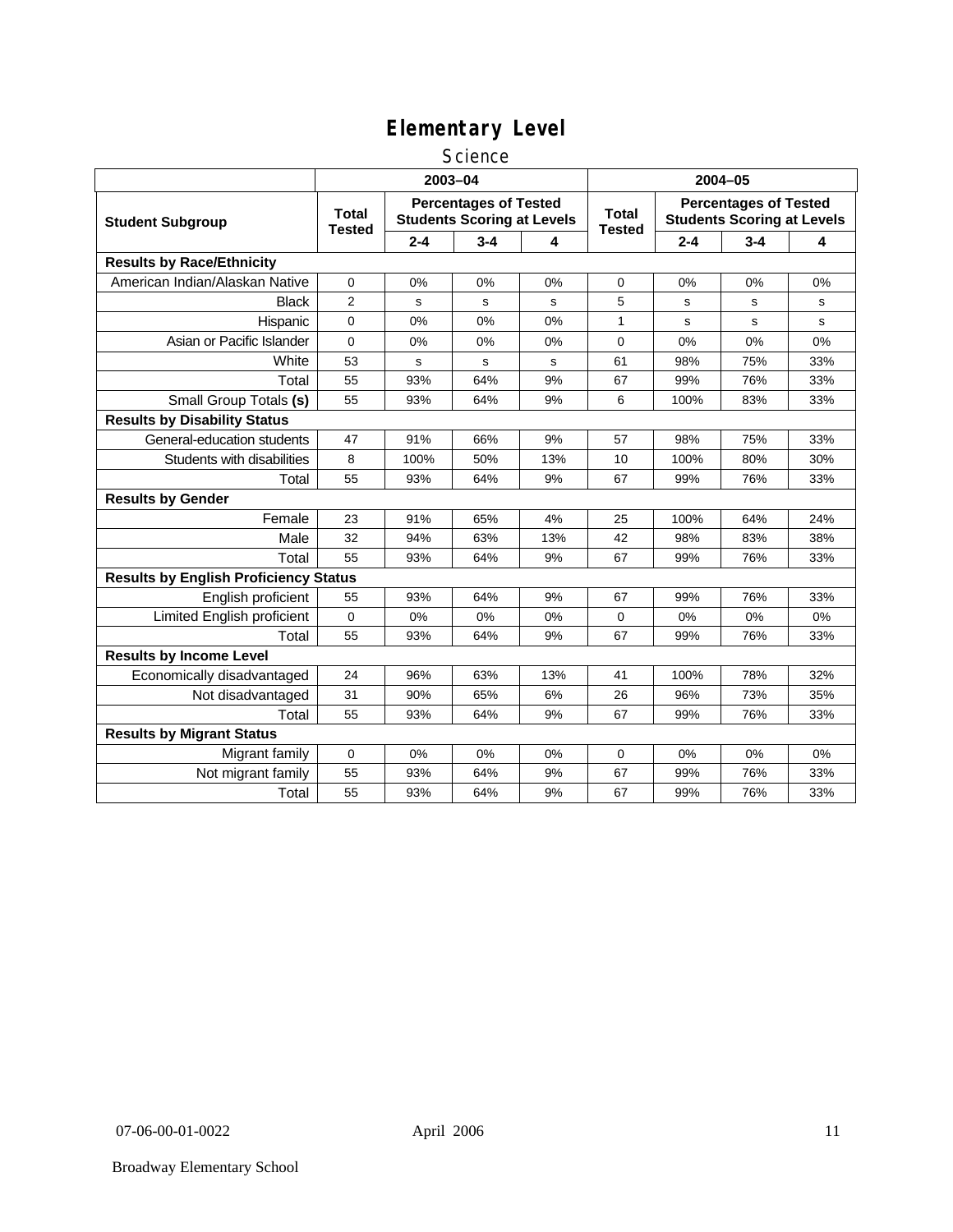# Elementary Level

## Science

| Student Subgroup | 2003–04 | | | | 2004–05 | | | |
|---|---|---|---|---|---|---|---|---|
| | Total Tested | Percentages of Tested Students Scoring at Levels | | | Total Tested | Percentages of Tested Students Scoring at Levels | | |
| | | 2-4 | 3-4 | 4 | | 2-4 | 3-4 | 4 |
| **Results by Race/Ethnicity** | | | | | | | | |
| American Indian/Alaskan Native | 0 | 0% | 0% | 0% | 0 | 0% | 0% | 0% |
| Black | 2 | s | s | s | 5 | s | s | s |
| Hispanic | 0 | 0% | 0% | 0% | 1 | s | s | s |
| Asian or Pacific Islander | 0 | 0% | 0% | 0% | 0 | 0% | 0% | 0% |
| White | 53 | s | s | s | 61 | 98% | 75% | 33% |
| Total | 55 | 93% | 64% | 9% | 67 | 99% | 76% | 33% |
| Small Group Totals **(s)** | 55 | 93% | 64% | 9% | 6 | 100% | 83% | 33% |
| **Results by Disability Status** | | | | | | | | |
| General-education students | 47 | 91% | 66% | 9% | 57 | 98% | 75% | 33% |
| Students with disabilities | 8 | 100% | 50% | 13% | 10 | 100% | 80% | 30% |
| Total | 55 | 93% | 64% | 9% | 67 | 99% | 76% | 33% |
| **Results by Gender** | | | | | | | | |
| Female | 23 | 91% | 65% | 4% | 25 | 100% | 64% | 24% |
| Male | 32 | 94% | 63% | 13% | 42 | 98% | 83% | 38% |
| Total | 55 | 93% | 64% | 9% | 67 | 99% | 76% | 33% |
| **Results by English Proficiency Status** | | | | | | | | |
| English proficient | 55 | 93% | 64% | 9% | 67 | 99% | 76% | 33% |
| Limited English proficient | 0 | 0% | 0% | 0% | 0 | 0% | 0% | 0% |
| Total | 55 | 93% | 64% | 9% | 67 | 99% | 76% | 33% |
| **Results by Income Level** | | | | | | | | |
| Economically disadvantaged | 24 | 96% | 63% | 13% | 41 | 100% | 78% | 32% |
| Not disadvantaged | 31 | 90% | 65% | 6% | 26 | 96% | 73% | 35% |
| Total | 55 | 93% | 64% | 9% | 67 | 99% | 76% | 33% |
| **Results by Migrant Status** | | | | | | | | |
| Migrant family | 0 | 0% | 0% | 0% | 0 | 0% | 0% | 0% |
| Not migrant family | 55 | 93% | 64% | 9% | 67 | 99% | 76% | 33% |
| Total | 55 | 93% | 64% | 9% | 67 | 99% | 76% | 33% |

07-06-00-01-0022 April 2006

Broadway Elementary School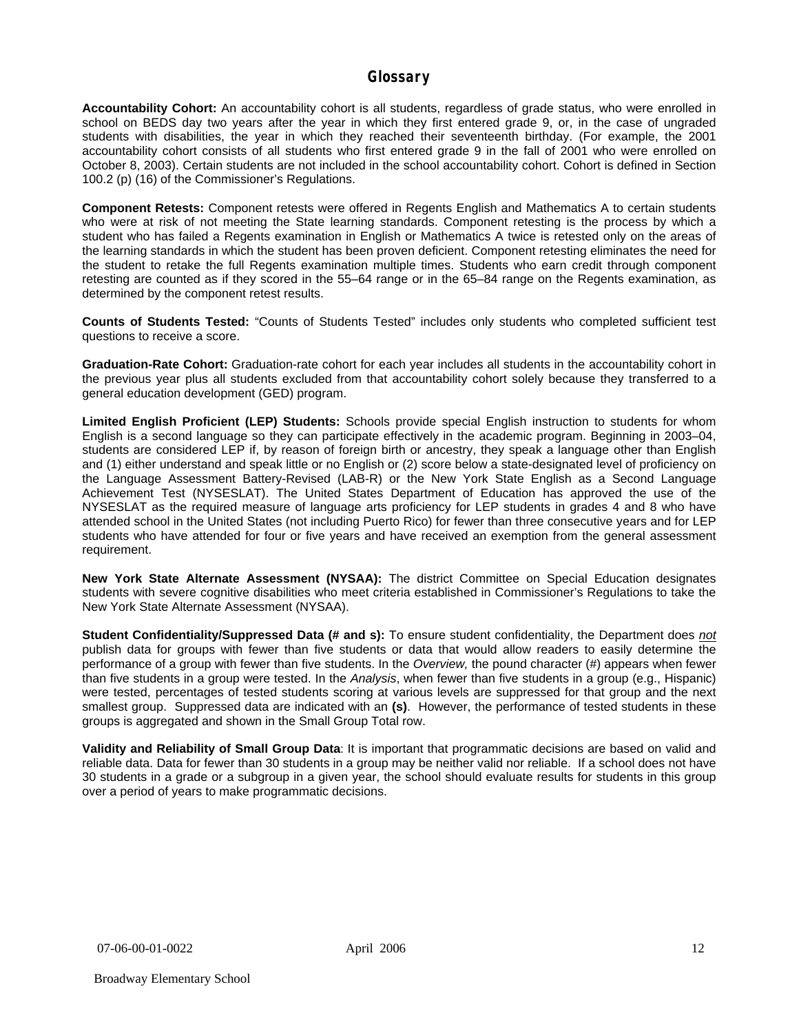# Glossary

**Accountability Cohort:** An accountability cohort is all students, regardless of grade status, who were enrolled in school on BEDS day two years after the year in which they first entered grade 9, or, in the case of ungraded students with disabilities, the year in which they reached their seventeenth birthday. (For example, the 2001 accountability cohort consists of all students who first entered grade 9 in the fall of 2001 who were enrolled on October 8, 2003). Certain students are not included in the school accountability cohort. Cohort is defined in Section 100.2 (p) (16) of the Commissioner's Regulations.

**Component Retests:** Component retests were offered in Regents English and Mathematics A to certain students who were at risk of not meeting the State learning standards. Component retesting is the process by which a student who has failed a Regents examination in English or Mathematics A twice is retested only on the areas of the learning standards in which the student has been proven deficient. Component retesting eliminates the need for the student to retake the full Regents examination multiple times. Students who earn credit through component retesting are counted as if they scored in the 55–64 range or in the 65–84 range on the Regents examination, as determined by the component retest results.

**Counts of Students Tested:** "Counts of Students Tested" includes only students who completed sufficient test questions to receive a score.

**Graduation-Rate Cohort:** Graduation-rate cohort for each year includes all students in the accountability cohort in the previous year plus all students excluded from that accountability cohort solely because they transferred to a general education development (GED) program.

**Limited English Proficient (LEP) Students:** Schools provide special English instruction to students for whom English is a second language so they can participate effectively in the academic program. Beginning in 2003–04, students are considered LEP if, by reason of foreign birth or ancestry, they speak a language other than English and (1) either understand and speak little or no English or (2) score below a state-designated level of proficiency on the Language Assessment Battery-Revised (LAB-R) or the New York State English as a Second Language Achievement Test (NYSESLAT). The United States Department of Education has approved the use of the NYSESLAT as the required measure of language arts proficiency for LEP students in grades 4 and 8 who have attended school in the United States (not including Puerto Rico) for fewer than three consecutive years and for LEP students who have attended for four or five years and have received an exemption from the general assessment requirement.

**New York State Alternate Assessment (NYSAA):** The district Committee on Special Education designates students with severe cognitive disabilities who meet criteria established in Commissioner's Regulations to take the New York State Alternate Assessment (NYSAA).

**Student Confidentiality/Suppressed Data (# and s):** To ensure student confidentiality, the Department does *not* publish data for groups with fewer than five students or data that would allow readers to easily determine the performance of a group with fewer than five students. In the *Overview,* the pound character (#) appears when fewer than five students in a group were tested. In the *Analysis*, when fewer than five students in a group (e.g., Hispanic) were tested, percentages of tested students scoring at various levels are suppressed for that group and the next smallest group. Suppressed data are indicated with an **(s)**. However, the performance of tested students in these groups is aggregated and shown in the Small Group Total row.

**Validity and Reliability of Small Group Data**: It is important that programmatic decisions are based on valid and reliable data. Data for fewer than 30 students in a group may be neither valid nor reliable. If a school does not have 30 students in a grade or a subgroup in a given year, the school should evaluate results for students in this group over a period of years to make programmatic decisions.